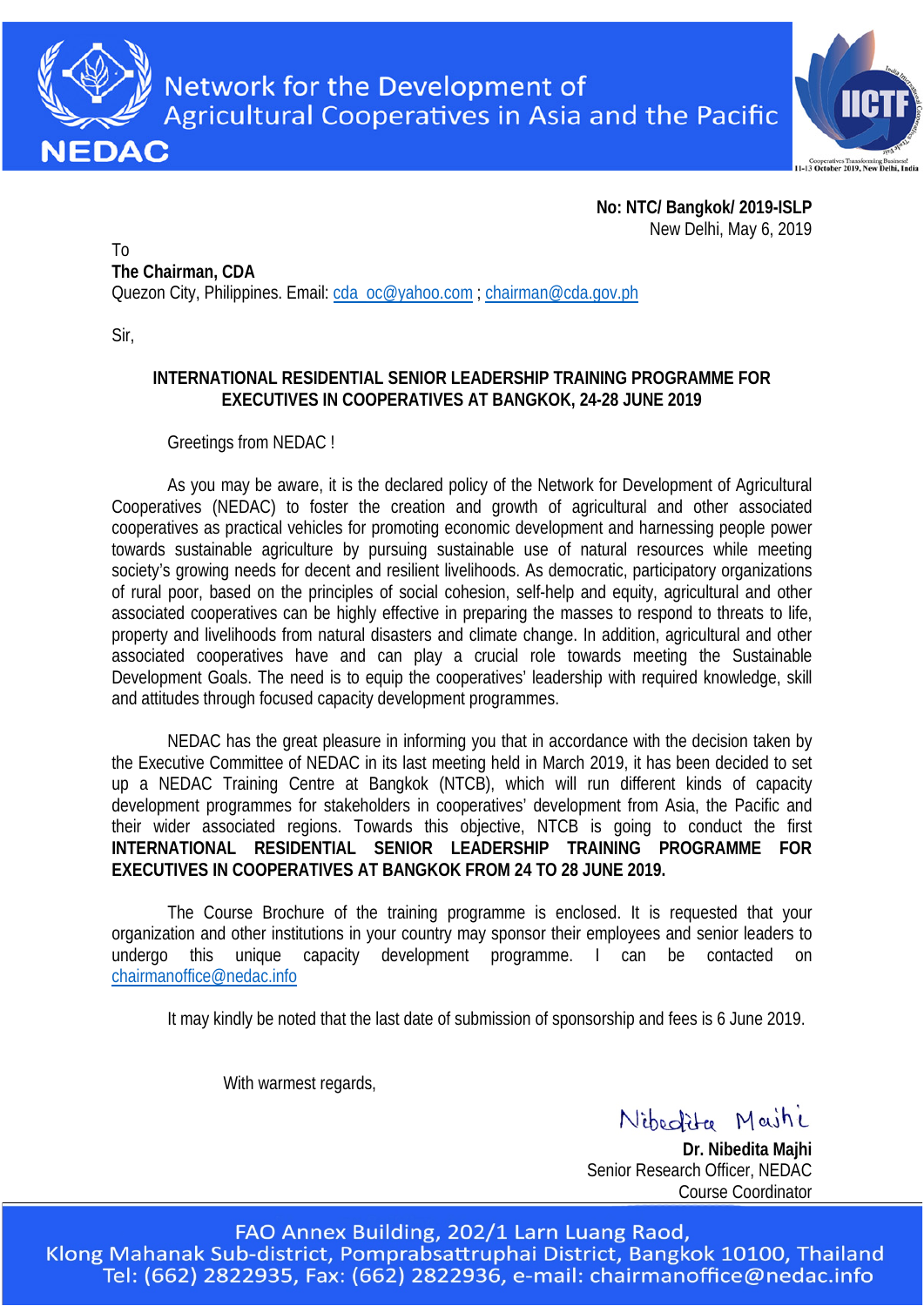Network for the Development of Agricultural Cooperatives in Asia and the Pacific

NEDAC

**No: NTC/ Bangkok/ 2019-ISLP**
New Delhi, May 6, 2019

To
**The Chairman, CDA**
Quezon City, Philippines. Email: cda_oc@yahoo.com ; chairman@cda.gov.ph

Sir,

**INTERNATIONAL RESIDENTIAL SENIOR LEADERSHIP TRAINING PROGRAMME FOR EXECUTIVES IN COOPERATIVES AT BANGKOK, 24-28 JUNE 2019**

Greetings from NEDAC !

As you may be aware, it is the declared policy of the Network for Development of Agricultural Cooperatives (NEDAC) to foster the creation and growth of agricultural and other associated cooperatives as practical vehicles for promoting economic development and harnessing people power towards sustainable agriculture by pursuing sustainable use of natural resources while meeting society's growing needs for decent and resilient livelihoods. As democratic, participatory organizations of rural poor, based on the principles of social cohesion, self-help and equity, agricultural and other associated cooperatives can be highly effective in preparing the masses to respond to threats to life, property and livelihoods from natural disasters and climate change. In addition, agricultural and other associated cooperatives have and can play a crucial role towards meeting the Sustainable Development Goals. The need is to equip the cooperatives' leadership with required knowledge, skill and attitudes through focused capacity development programmes.

NEDAC has the great pleasure in informing you that in accordance with the decision taken by the Executive Committee of NEDAC in its last meeting held in March 2019, it has been decided to set up a NEDAC Training Centre at Bangkok (NTCB), which will run different kinds of capacity development programmes for stakeholders in cooperatives' development from Asia, the Pacific and their wider associated regions. Towards this objective, NTCB is going to conduct the first **INTERNATIONAL RESIDENTIAL SENIOR LEADERSHIP TRAINING PROGRAMME FOR EXECUTIVES IN COOPERATIVES AT BANGKOK FROM 24 TO 28 JUNE 2019.**

The Course Brochure of the training programme is enclosed. It is requested that your organization and other institutions in your country may sponsor their employees and senior leaders to undergo this unique capacity development programme. I can be contacted on chairmanoffice@nedac.info

It may kindly be noted that the last date of submission of sponsorship and fees is 6 June 2019.

With warmest regards,

Nibedita Majhi

**Dr. Nibedita Majhi**
Senior Research Officer, NEDAC
Course Coordinator

FAO Annex Building, 202/1 Larn Luang Raod,
Klong Mahanak Sub-district, Pomprabsattruphai District, Bangkok 10100, Thailand
Tel: (662) 2822935, Fax: (662) 2822936, e-mail: chairmanoffice@nedac.info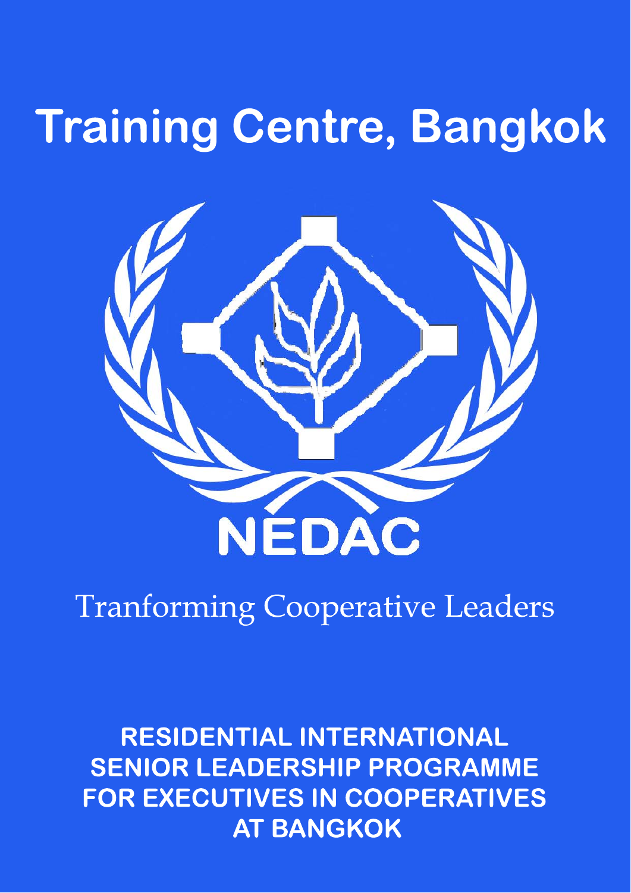# Training Centre, Bangkok

NEDAC

Tranforming Cooperative Leaders

**RESIDENTIAL INTERNATIONAL SENIOR LEADERSHIP PROGRAMME FOR EXECUTIVES IN COOPERATIVES AT BANGKOK**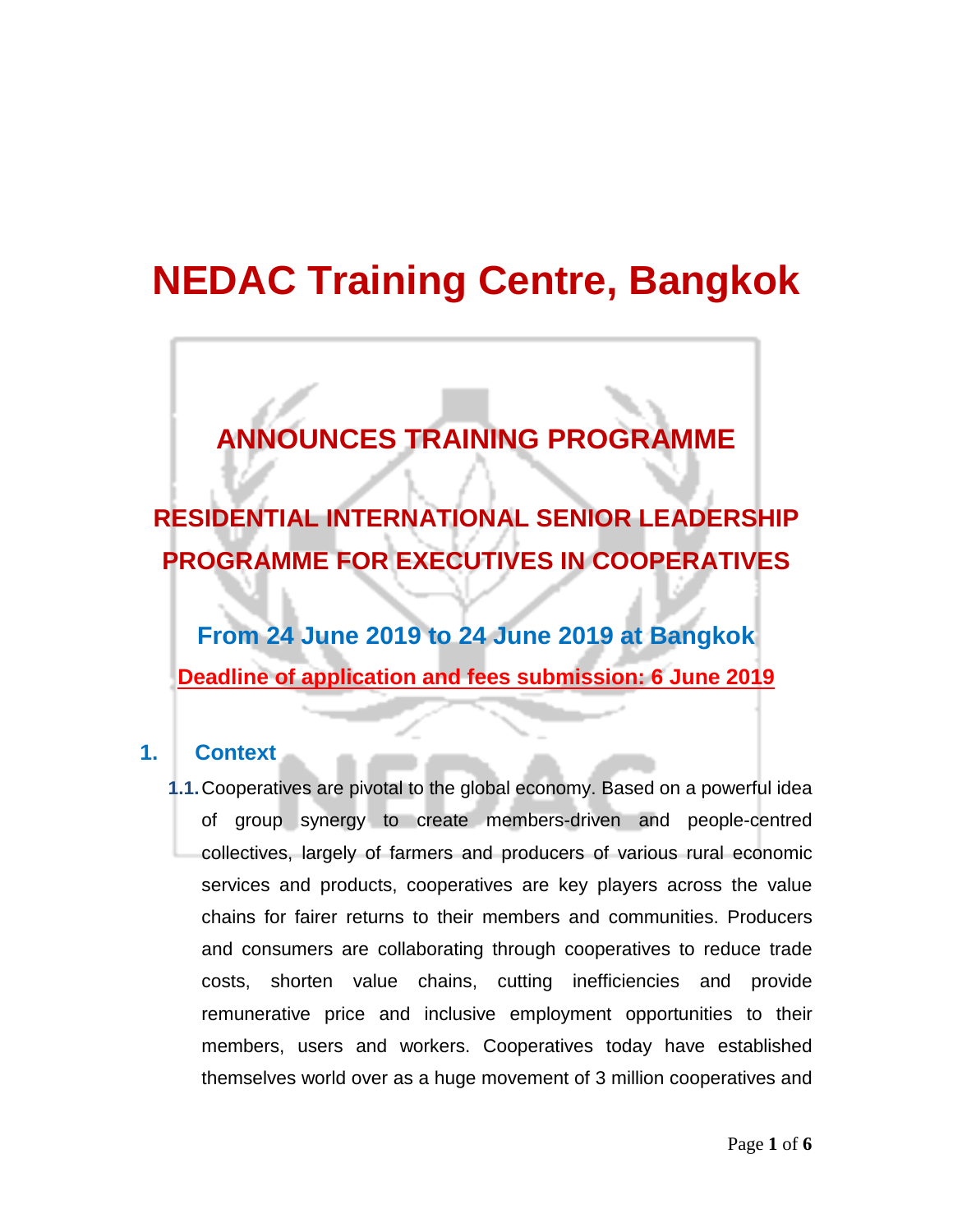# NEDAC Training Centre, Bangkok

## ANNOUNCES TRAINING PROGRAMME

## RESIDENTIAL INTERNATIONAL SENIOR LEADERSHIP PROGRAMME FOR EXECUTIVES IN COOPERATIVES

### From 24 June 2019 to 24 June 2019 at Bangkok

**Deadline of application and fees submission: 6 June 2019**

## 1. Context

**1.1.** Cooperatives are pivotal to the global economy. Based on a powerful idea of group synergy to create members-driven and people-centred collectives, largely of farmers and producers of various rural economic services and products, cooperatives are key players across the value chains for fairer returns to their members and communities. Producers and consumers are collaborating through cooperatives to reduce trade costs, shorten value chains, cutting inefficiencies and provide remunerative price and inclusive employment opportunities to their members, users and workers. Cooperatives today have established themselves world over as a huge movement of 3 million cooperatives and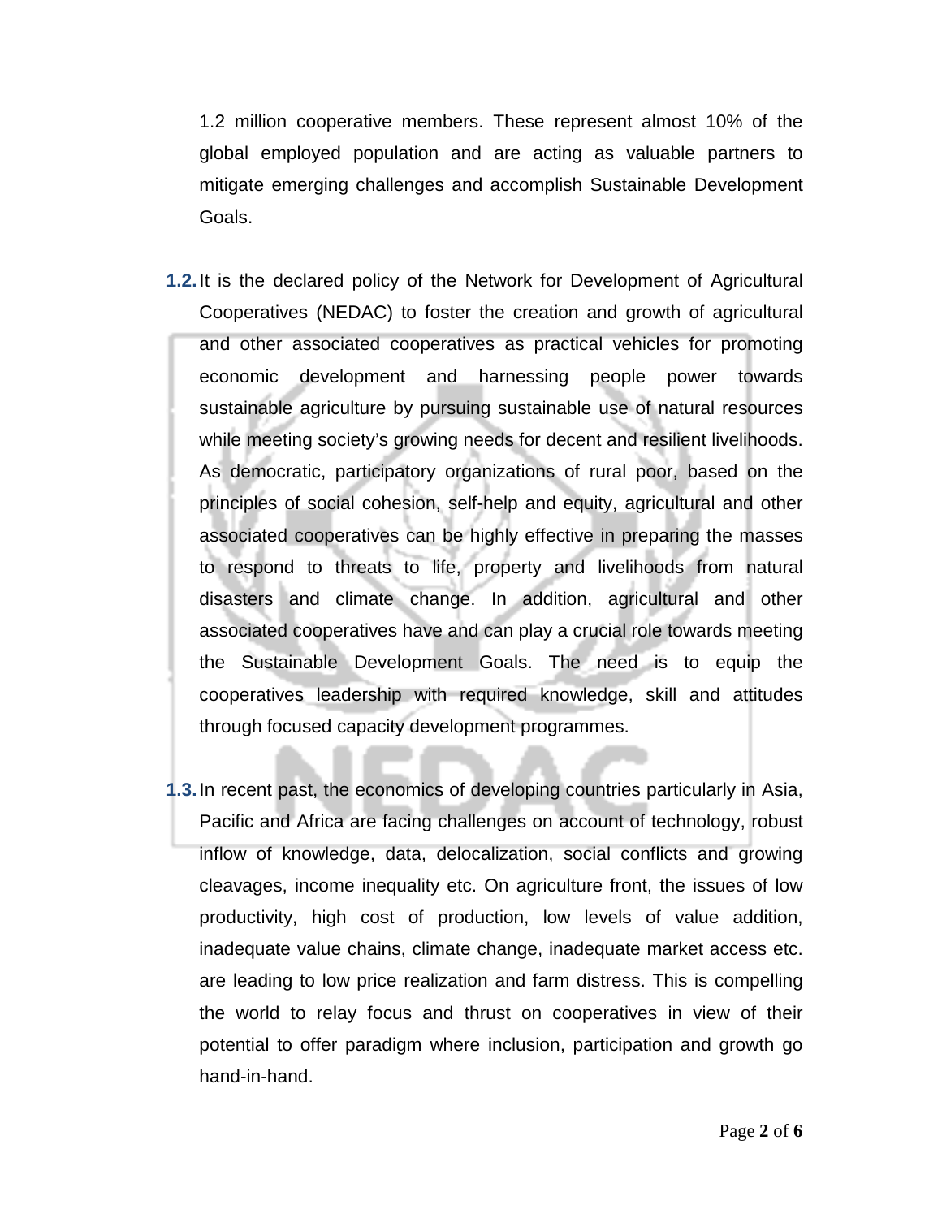1.2 million cooperative members. These represent almost 10% of the global employed population and are acting as valuable partners to mitigate emerging challenges and accomplish Sustainable Development Goals.

**1.2.** It is the declared policy of the Network for Development of Agricultural Cooperatives (NEDAC) to foster the creation and growth of agricultural and other associated cooperatives as practical vehicles for promoting economic development and harnessing people power towards sustainable agriculture by pursuing sustainable use of natural resources while meeting society's growing needs for decent and resilient livelihoods. As democratic, participatory organizations of rural poor, based on the principles of social cohesion, self-help and equity, agricultural and other associated cooperatives can be highly effective in preparing the masses to respond to threats to life, property and livelihoods from natural disasters and climate change. In addition, agricultural and other associated cooperatives have and can play a crucial role towards meeting the Sustainable Development Goals. The need is to equip the cooperatives leadership with required knowledge, skill and attitudes through focused capacity development programmes.

**1.3.** In recent past, the economics of developing countries particularly in Asia, Pacific and Africa are facing challenges on account of technology, robust inflow of knowledge, data, delocalization, social conflicts and growing cleavages, income inequality etc. On agriculture front, the issues of low productivity, high cost of production, low levels of value addition, inadequate value chains, climate change, inadequate market access etc. are leading to low price realization and farm distress. This is compelling the world to relay focus and thrust on cooperatives in view of their potential to offer paradigm where inclusion, participation and growth go hand-in-hand.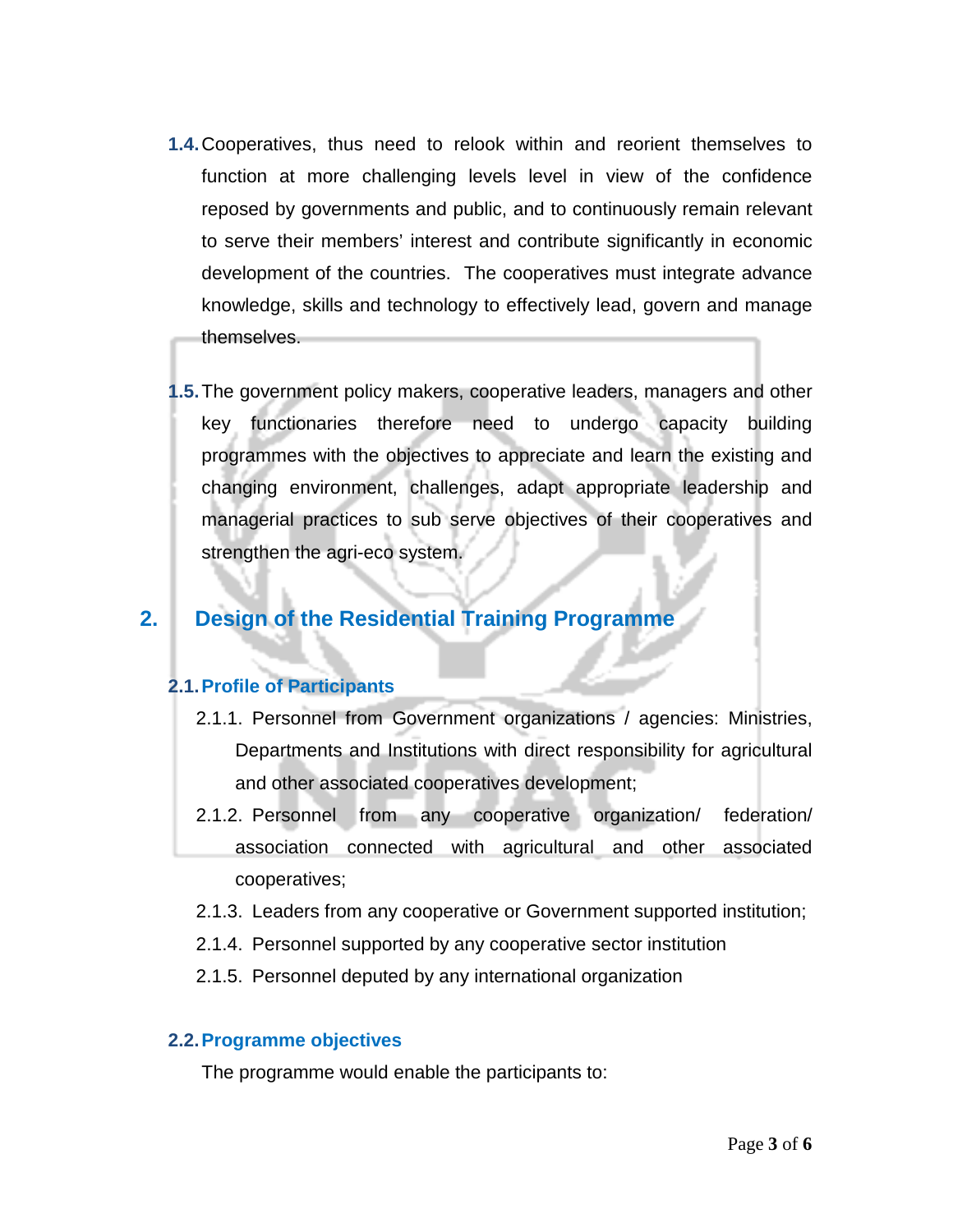1.4. Cooperatives, thus need to relook within and reorient themselves to function at more challenging levels level in view of the confidence reposed by governments and public, and to continuously remain relevant to serve their members' interest and contribute significantly in economic development of the countries. The cooperatives must integrate advance knowledge, skills and technology to effectively lead, govern and manage themselves.

1.5. The government policy makers, cooperative leaders, managers and other key functionaries therefore need to undergo capacity building programmes with the objectives to appreciate and learn the existing and changing environment, challenges, adapt appropriate leadership and managerial practices to sub serve objectives of their cooperatives and strengthen the agri-eco system.

## 2. Design of the Residential Training Programme

### 2.1. Profile of Participants

2.1.1. Personnel from Government organizations / agencies: Ministries, Departments and Institutions with direct responsibility for agricultural and other associated cooperatives development;

2.1.2. Personnel from any cooperative organization/ federation/ association connected with agricultural and other associated cooperatives;

2.1.3. Leaders from any cooperative or Government supported institution;

2.1.4. Personnel supported by any cooperative sector institution

2.1.5. Personnel deputed by any international organization

### 2.2. Programme objectives

The programme would enable the participants to: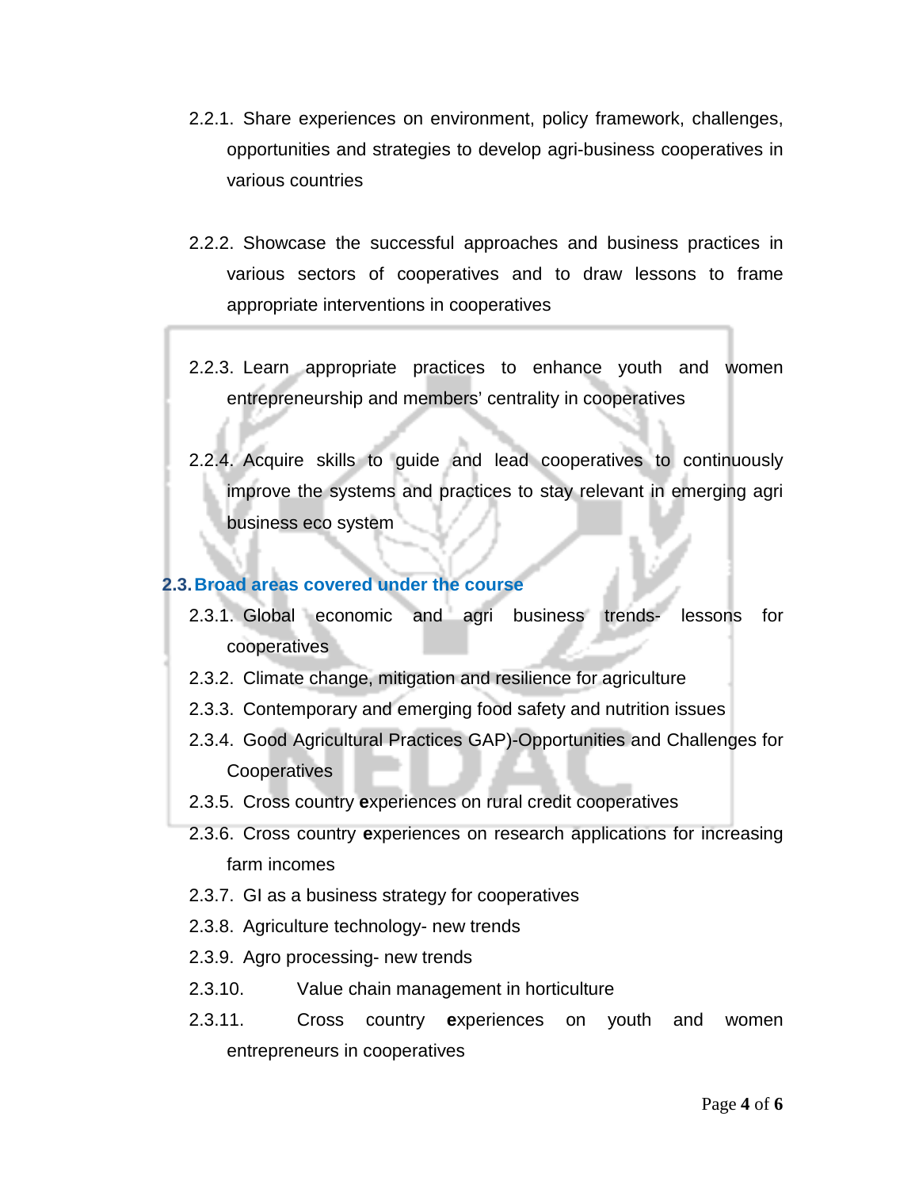2.2.1. Share experiences on environment, policy framework, challenges, opportunities and strategies to develop agri-business cooperatives in various countries

2.2.2. Showcase the successful approaches and business practices in various sectors of cooperatives and to draw lessons to frame appropriate interventions in cooperatives

2.2.3. Learn appropriate practices to enhance youth and women entrepreneurship and members' centrality in cooperatives

2.2.4. Acquire skills to guide and lead cooperatives to continuously improve the systems and practices to stay relevant in emerging agri business eco system

## 2.3. Broad areas covered under the course

2.3.1. Global economic and agri business trends- lessons for cooperatives

2.3.2. Climate change, mitigation and resilience for agriculture

2.3.3. Contemporary and emerging food safety and nutrition issues

2.3.4. Good Agricultural Practices GAP)-Opportunities and Challenges for Cooperatives

2.3.5. Cross country **e**xperiences on rural credit cooperatives

2.3.6. Cross country **e**xperiences on research applications for increasing farm incomes

2.3.7. GI as a business strategy for cooperatives

2.3.8. Agriculture technology- new trends

2.3.9. Agro processing- new trends

2.3.10. Value chain management in horticulture

2.3.11. Cross country **e**xperiences on youth and women entrepreneurs in cooperatives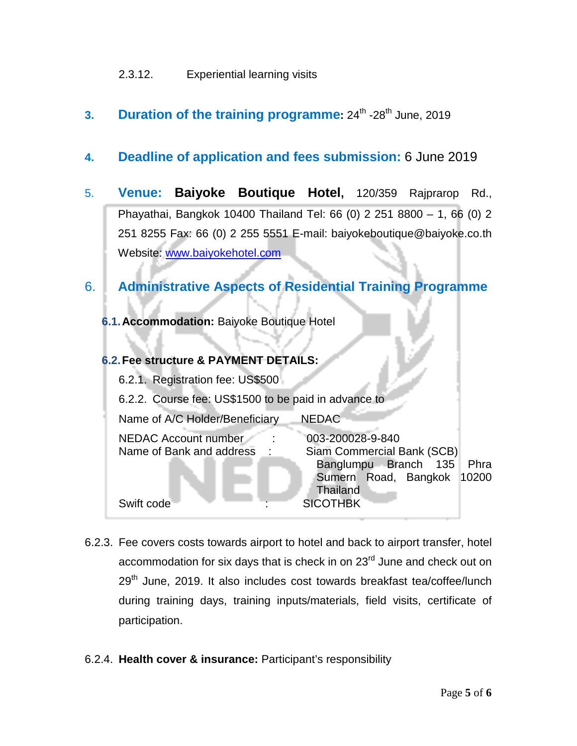2.3.12. Experiential learning visits

## 3. Duration of the training programme: 24th -28th June, 2019

## 4. Deadline of application and fees submission: 6 June 2019

## 5. Venue: **Baiyoke Boutique Hotel,** 120/359 Rajprarop Rd., Phayathai, Bangkok 10400 Thailand Tel: 66 (0) 2 251 8800 – 1, 66 (0) 2 251 8255 Fax: 66 (0) 2 255 5551 E-mail: baiyokeboutique@baiyoke.co.th Website: www.baiyokehotel.com

## 6. Administrative Aspects of Residential Training Programme

**6.1. Accommodation:** Baiyoke Boutique Hotel

**6.2. Fee structure & PAYMENT DETAILS:**

6.2.1. Registration fee: US$500

6.2.2. Course fee: US$1500 to be paid in advance to

| | | |
|---|---|---|
| Name of A/C Holder/Beneficiary | | NEDAC |
| NEDAC Account number | : | 003-200028-9-840 |
| Name of Bank and address | : | Siam Commercial Bank (SCB) Banglumpu Branch 135 Phra Sumern Road, Bangkok 10200 Thailand |
| Swift code | : | SICOTHBK |

6.2.3. Fee covers costs towards airport to hotel and back to airport transfer, hotel accommodation for six days that is check in on 23rd June and check out on 29th June, 2019. It also includes cost towards breakfast tea/coffee/lunch during training days, training inputs/materials, field visits, certificate of participation.

6.2.4. **Health cover & insurance:** Participant's responsibility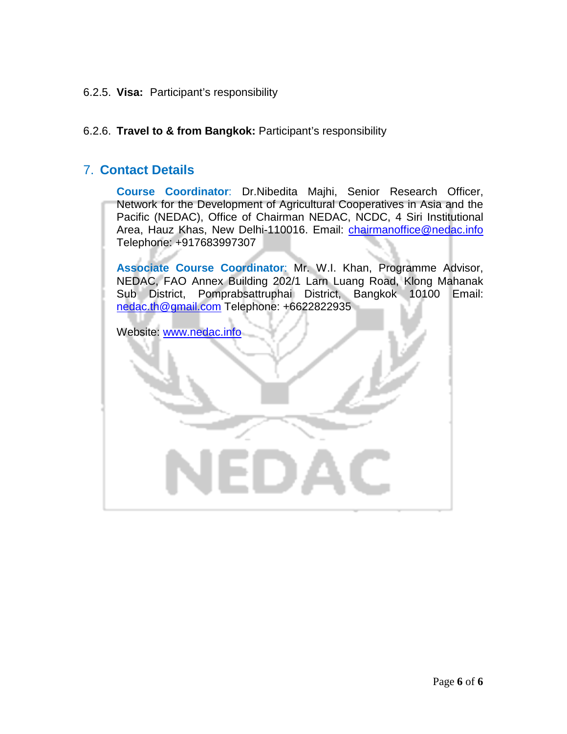6.2.5. **Visa:** Participant's responsibility

6.2.6. **Travel to & from Bangkok:** Participant's responsibility

## 7. Contact Details

**Course Coordinator**: Dr.Nibedita Majhi, Senior Research Officer, Network for the Development of Agricultural Cooperatives in Asia and the Pacific (NEDAC), Office of Chairman NEDAC, NCDC, 4 Siri Institutional Area, Hauz Khas, New Delhi-110016. Email: chairmanoffice@nedac.info Telephone: +917683997307

**Associate Course Coordinator**: Mr. W.I. Khan, Programme Advisor, NEDAC, FAO Annex Building 202/1 Larn Luang Road, Klong Mahanak Sub District, Pomprabsattruphai District, Bangkok 10100 Email: nedac.th@gmail.com Telephone: +6622822935

Website: www.nedac.info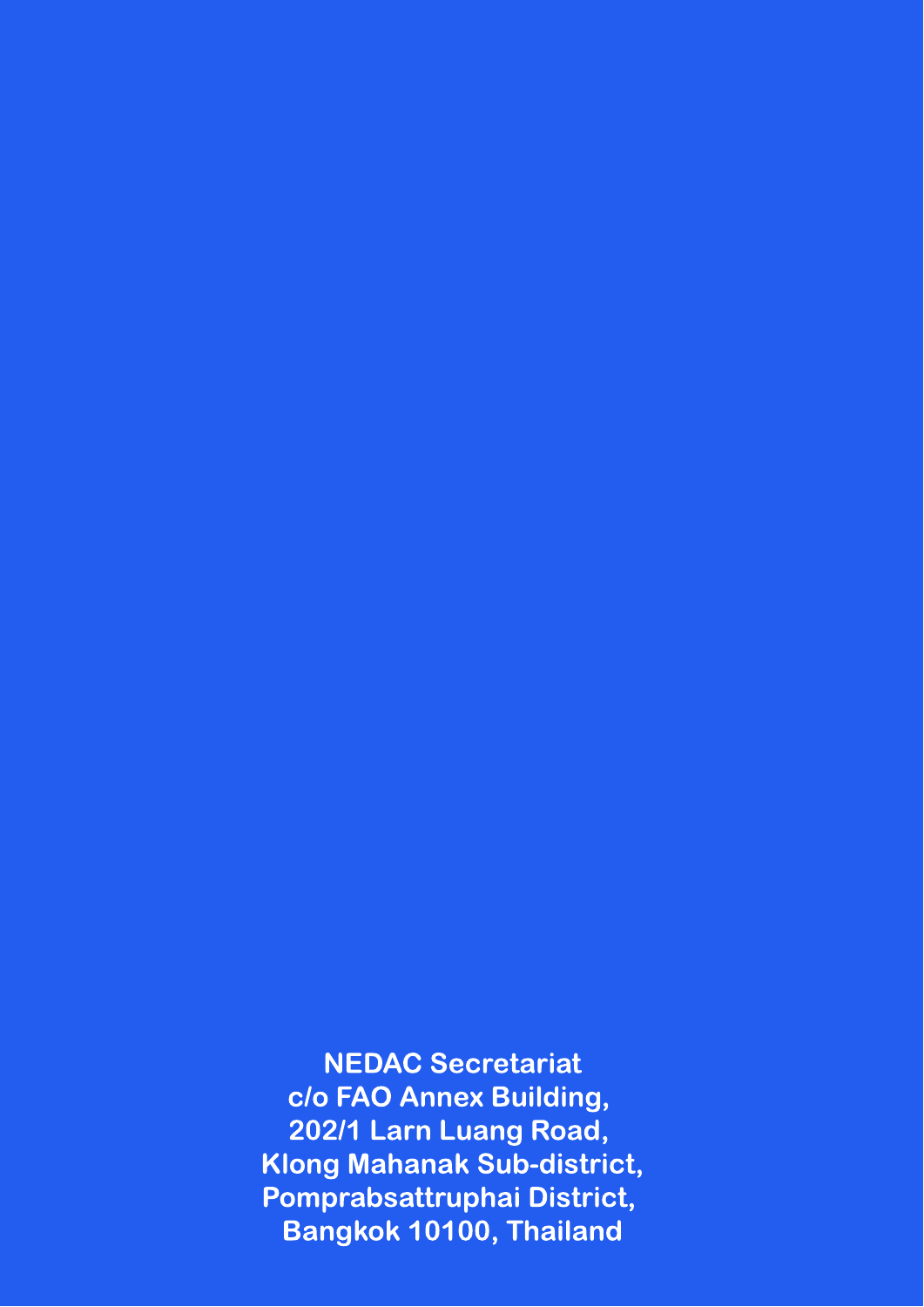**NEDAC Secretariat**
**c/o FAO Annex Building,**
**202/1 Larn Luang Road,**
**Klong Mahanak Sub-district,**
**Pomprabsattruphai District,**
**Bangkok 10100, Thailand**